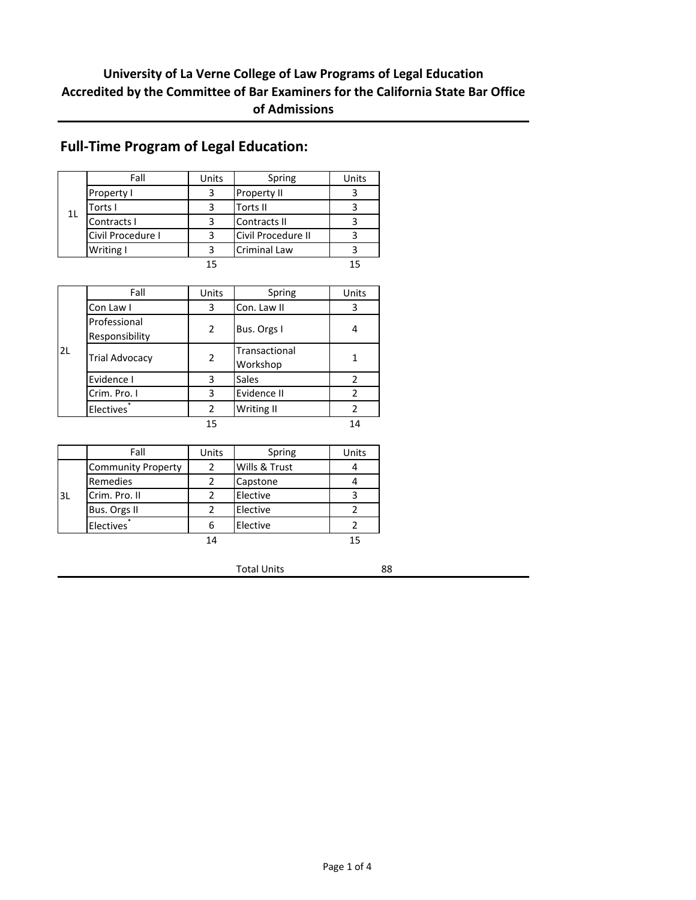**University of La Verne College of Law Programs of Legal Education Accredited by the Committee of Bar Examiners for the California State Bar Office of Admissions**

## Full-Time Program of Legal Education:

| | Fall | Units | Spring | Units |
|---|---|---|---|---|
| 1L | Property I | 3 | Property II | 3 |
| | Torts I | 3 | Torts II | 3 |
| | Contracts I | 3 | Contracts II | 3 |
| | Civil Procedure I | 3 | Civil Procedure II | 3 |
| | Writing I | 3 | Criminal Law | 3 |
| | | 15 | | 15 |

| | Fall | Units | Spring | Units |
|---|---|---|---|---|
| 2L | Con Law I | 3 | Con. Law II | 3 |
| | Professional Responsibility | 2 | Bus. Orgs I | 4 |
| | Trial Advocacy | 2 | Transactional Workshop | 1 |
| | Evidence I | 3 | Sales | 2 |
| | Crim. Pro. I | 3 | Evidence II | 2 |
| | Electives* | 2 | Writing II | 2 |
| | | 15 | | 14 |

| | Fall | Units | Spring | Units |
|---|---|---|---|---|
| 3L | Community Property | 2 | Wills & Trust | 4 |
| | Remedies | 2 | Capstone | 4 |
| | Crim. Pro. II | 2 | Elective | 3 |
| | Bus. Orgs II | 2 | Elective | 2 |
| | Electives* | 6 | Elective | 2 |
| | | 14 | | 15 |

Total Units 88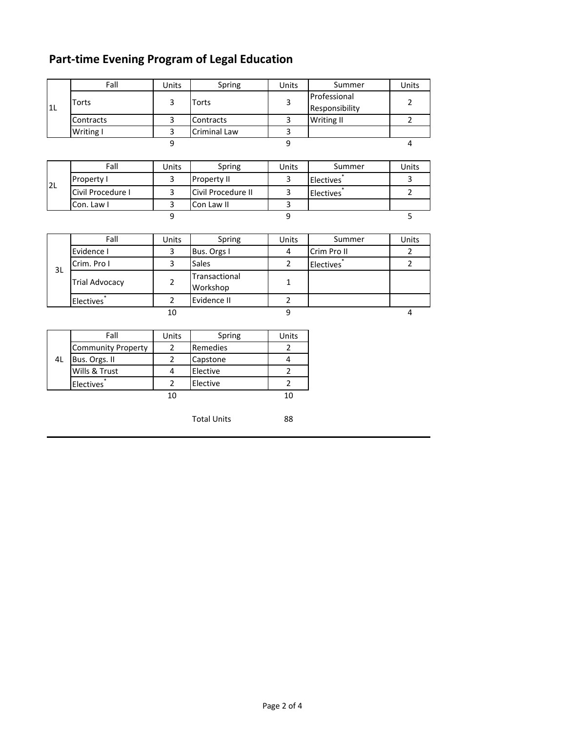## Part-time Evening Program of Legal Education

| | Fall | Units | Spring | Units | Summer | Units |
|---|---|---|---|---|---|---|
| 1L | Torts | 3 | Torts | 3 | Professional Responsibility | 2 |
| | Contracts | 3 | Contracts | 3 | Writing II | 2 |
| | Writing I | 3 | Criminal Law | 3 | | |
| | | 9 | | 9 | | 4 |

| | Fall | Units | Spring | Units | Summer | Units |
|---|---|---|---|---|---|---|
| 2L | Property I | 3 | Property II | 3 | Electives* | 3 |
| | Civil Procedure I | 3 | Civil Procedure II | 3 | Electives* | 2 |
| | Con. Law I | 3 | Con Law II | 3 | | |
| | | 9 | | 9 | | 5 |

| | Fall | Units | Spring | Units | Summer | Units |
|---|---|---|---|---|---|---|
| 3L | Evidence I | 3 | Bus. Orgs I | 4 | Crim Pro II | 2 |
| | Crim. Pro I | 3 | Sales | 2 | Electives* | 2 |
| | Trial Advocacy | 2 | Transactional Workshop | 1 | | |
| | Electives* | 2 | Evidence II | 2 | | |
| | | 10 | | 9 | | 4 |

| | Fall | Units | Spring | Units |
|---|---|---|---|---|
| 4L | Community Property | 2 | Remedies | 2 |
| | Bus. Orgs. II | 2 | Capstone | 4 |
| | Wills & Trust | 4 | Elective | 2 |
| | Electives* | 2 | Elective | 2 |
| | | 10 | | 10 |

Total Units 88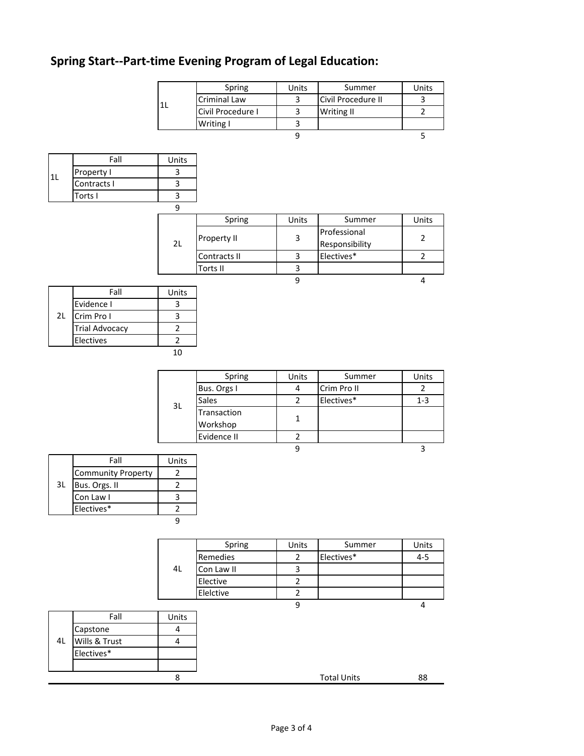## Spring Start--Part-time Evening Program of Legal Education:

| | Spring | Units | Summer | Units |
|---|---|---|---|---|
| 1L | Criminal Law | 3 | Civil Procedure II | 3 |
| | Civil Procedure I | 3 | Writing II | 2 |
| | Writing I | 3 | | |
| | | 9 | | 5 |

| | Fall | Units |
|---|---|---|
| 1L | Property I | 3 |
| | Contracts I | 3 |
| | Torts I | 3 |
| | | 9 |

| | Spring | Units | Summer | Units |
|---|---|---|---|---|
| 2L | Property II | 3 | Professional Responsibility | 2 |
| | Contracts II | 3 | Electives* | 2 |
| | Torts II | 3 | | |
| | | 9 | | 4 |

| | Fall | Units |
|---|---|---|
| 2L | Evidence I | 3 |
| | Crim Pro I | 3 |
| | Trial Advocacy | 2 |
| | Electives | 2 |
| | | 10 |

| | Spring | Units | Summer | Units |
|---|---|---|---|---|
| 3L | Bus. Orgs I | 4 | Crim Pro II | 2 |
| | Sales | 2 | Electives* | 1-3 |
| | Transaction Workshop | 1 | | |
| | Evidence II | 2 | | |
| | | 9 | | 3 |

| | Fall | Units |
|---|---|---|
| 3L | Community Property | 2 |
| | Bus. Orgs. II | 2 |
| | Con Law I | 3 |
| | Electives* | 2 |
| | | 9 |

| | Spring | Units | Summer | Units |
|---|---|---|---|---|
| 4L | Remedies | 2 | Electives* | 4-5 |
| | Con Law II | 3 | | |
| | Elective | 2 | | |
| | Elelctive | 2 | | |
| | | 9 | | 4 |

| | Fall | Units |
|---|---|---|
| 4L | Capstone | 4 |
| | Wills & Trust | 4 |
| | Electives* | |
| | | |
| | | 8 |

Total Units 88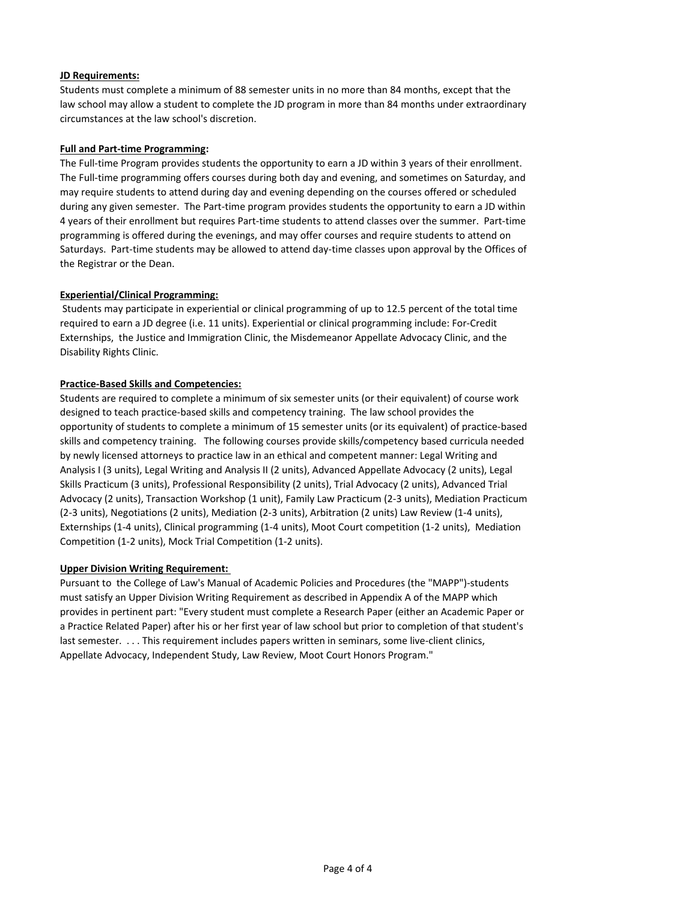**JD Requirements:**

Students must complete a minimum of 88 semester units in no more than 84 months, except that the law school may allow a student to complete the JD program in more than 84 months under extraordinary circumstances at the law school's discretion.

**Full and Part-time Programming:**

The Full-time Program provides students the opportunity to earn a JD within 3 years of their enrollment. The Full-time programming offers courses during both day and evening, and sometimes on Saturday, and may require students to attend during day and evening depending on the courses offered or scheduled during any given semester. The Part-time program provides students the opportunity to earn a JD within 4 years of their enrollment but requires Part-time students to attend classes over the summer. Part-time programming is offered during the evenings, and may offer courses and require students to attend on Saturdays. Part-time students may be allowed to attend day-time classes upon approval by the Offices of the Registrar or the Dean.

**Experiential/Clinical Programming:**

Students may participate in experiential or clinical programming of up to 12.5 percent of the total time required to earn a JD degree (i.e. 11 units). Experiential or clinical programming include: For-Credit Externships, the Justice and Immigration Clinic, the Misdemeanor Appellate Advocacy Clinic, and the Disability Rights Clinic.

**Practice-Based Skills and Competencies:**

Students are required to complete a minimum of six semester units (or their equivalent) of course work designed to teach practice-based skills and competency training. The law school provides the opportunity of students to complete a minimum of 15 semester units (or its equivalent) of practice-based skills and competency training. The following courses provide skills/competency based curricula needed by newly licensed attorneys to practice law in an ethical and competent manner: Legal Writing and Analysis I (3 units), Legal Writing and Analysis II (2 units), Advanced Appellate Advocacy (2 units), Legal Skills Practicum (3 units), Professional Responsibility (2 units), Trial Advocacy (2 units), Advanced Trial Advocacy (2 units), Transaction Workshop (1 unit), Family Law Practicum (2-3 units), Mediation Practicum (2-3 units), Negotiations (2 units), Mediation (2-3 units), Arbitration (2 units) Law Review (1-4 units), Externships (1-4 units), Clinical programming (1-4 units), Moot Court competition (1-2 units), Mediation Competition (1-2 units), Mock Trial Competition (1-2 units).

**Upper Division Writing Requirement:**

Pursuant to the College of Law's Manual of Academic Policies and Procedures (the "MAPP")-students must satisfy an Upper Division Writing Requirement as described in Appendix A of the MAPP which provides in pertinent part: "Every student must complete a Research Paper (either an Academic Paper or a Practice Related Paper) after his or her first year of law school but prior to completion of that student's last semester. . . . This requirement includes papers written in seminars, some live-client clinics, Appellate Advocacy, Independent Study, Law Review, Moot Court Honors Program."